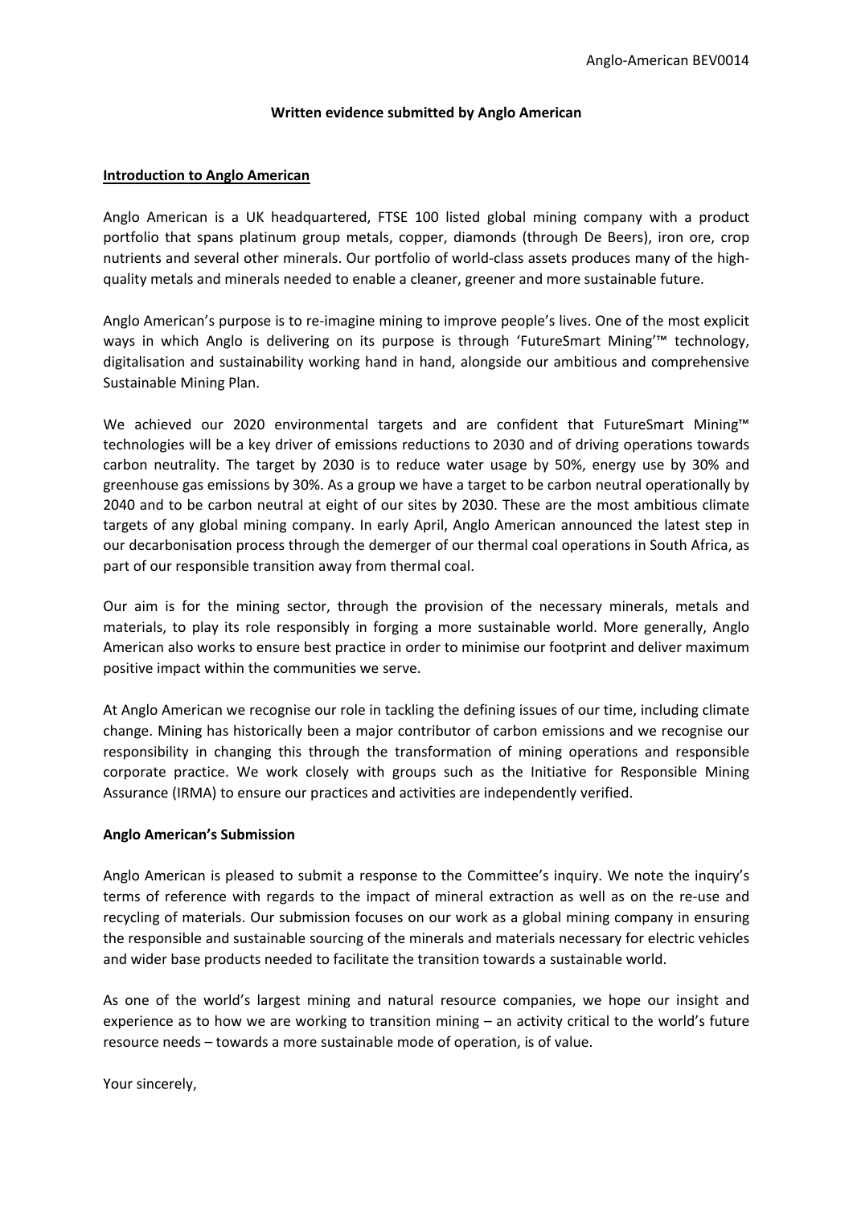Anglo-American BEV0014

**Written evidence submitted by Anglo American**

**Introduction to Anglo American**

Anglo American is a UK headquartered, FTSE 100 listed global mining company with a product portfolio that spans platinum group metals, copper, diamonds (through De Beers), iron ore, crop nutrients and several other minerals. Our portfolio of world-class assets produces many of the high-quality metals and minerals needed to enable a cleaner, greener and more sustainable future.

Anglo American's purpose is to re-imagine mining to improve people's lives. One of the most explicit ways in which Anglo is delivering on its purpose is through 'FutureSmart Mining'™ technology, digitalisation and sustainability working hand in hand, alongside our ambitious and comprehensive Sustainable Mining Plan.

We achieved our 2020 environmental targets and are confident that FutureSmart Mining™ technologies will be a key driver of emissions reductions to 2030 and of driving operations towards carbon neutrality. The target by 2030 is to reduce water usage by 50%, energy use by 30% and greenhouse gas emissions by 30%. As a group we have a target to be carbon neutral operationally by 2040 and to be carbon neutral at eight of our sites by 2030. These are the most ambitious climate targets of any global mining company. In early April, Anglo American announced the latest step in our decarbonisation process through the demerger of our thermal coal operations in South Africa, as part of our responsible transition away from thermal coal.

Our aim is for the mining sector, through the provision of the necessary minerals, metals and materials, to play its role responsibly in forging a more sustainable world. More generally, Anglo American also works to ensure best practice in order to minimise our footprint and deliver maximum positive impact within the communities we serve.

At Anglo American we recognise our role in tackling the defining issues of our time, including climate change. Mining has historically been a major contributor of carbon emissions and we recognise our responsibility in changing this through the transformation of mining operations and responsible corporate practice. We work closely with groups such as the Initiative for Responsible Mining Assurance (IRMA) to ensure our practices and activities are independently verified.

**Anglo American's Submission**

Anglo American is pleased to submit a response to the Committee's inquiry. We note the inquiry's terms of reference with regards to the impact of mineral extraction as well as on the re-use and recycling of materials. Our submission focuses on our work as a global mining company in ensuring the responsible and sustainable sourcing of the minerals and materials necessary for electric vehicles and wider base products needed to facilitate the transition towards a sustainable world.

As one of the world's largest mining and natural resource companies, we hope our insight and experience as to how we are working to transition mining – an activity critical to the world's future resource needs – towards a more sustainable mode of operation, is of value.

Your sincerely,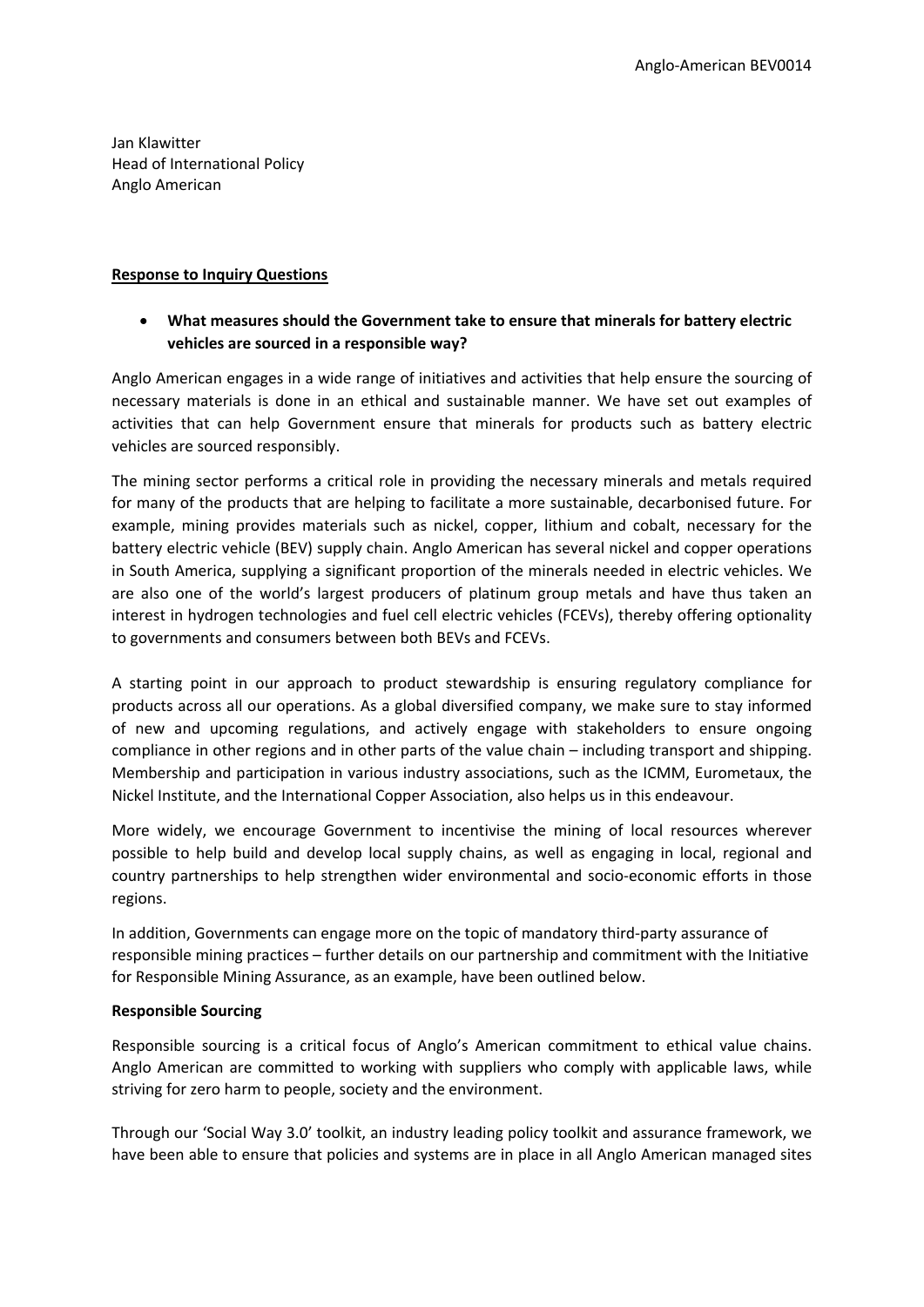Jan Klawitter
Head of International Policy
Anglo American

**Response to Inquiry Questions**

- **What measures should the Government take to ensure that minerals for battery electric vehicles are sourced in a responsible way?**

Anglo American engages in a wide range of initiatives and activities that help ensure the sourcing of necessary materials is done in an ethical and sustainable manner. We have set out examples of activities that can help Government ensure that minerals for products such as battery electric vehicles are sourced responsibly.

The mining sector performs a critical role in providing the necessary minerals and metals required for many of the products that are helping to facilitate a more sustainable, decarbonised future. For example, mining provides materials such as nickel, copper, lithium and cobalt, necessary for the battery electric vehicle (BEV) supply chain. Anglo American has several nickel and copper operations in South America, supplying a significant proportion of the minerals needed in electric vehicles. We are also one of the world's largest producers of platinum group metals and have thus taken an interest in hydrogen technologies and fuel cell electric vehicles (FCEVs), thereby offering optionality to governments and consumers between both BEVs and FCEVs.

A starting point in our approach to product stewardship is ensuring regulatory compliance for products across all our operations. As a global diversified company, we make sure to stay informed of new and upcoming regulations, and actively engage with stakeholders to ensure ongoing compliance in other regions and in other parts of the value chain – including transport and shipping. Membership and participation in various industry associations, such as the ICMM, Eurometaux, the Nickel Institute, and the International Copper Association, also helps us in this endeavour.

More widely, we encourage Government to incentivise the mining of local resources wherever possible to help build and develop local supply chains, as well as engaging in local, regional and country partnerships to help strengthen wider environmental and socio-economic efforts in those regions.

In addition, Governments can engage more on the topic of mandatory third-party assurance of responsible mining practices – further details on our partnership and commitment with the Initiative for Responsible Mining Assurance, as an example, have been outlined below.

**Responsible Sourcing**

Responsible sourcing is a critical focus of Anglo's American commitment to ethical value chains. Anglo American are committed to working with suppliers who comply with applicable laws, while striving for zero harm to people, society and the environment.

Through our 'Social Way 3.0' toolkit, an industry leading policy toolkit and assurance framework, we have been able to ensure that policies and systems are in place in all Anglo American managed sites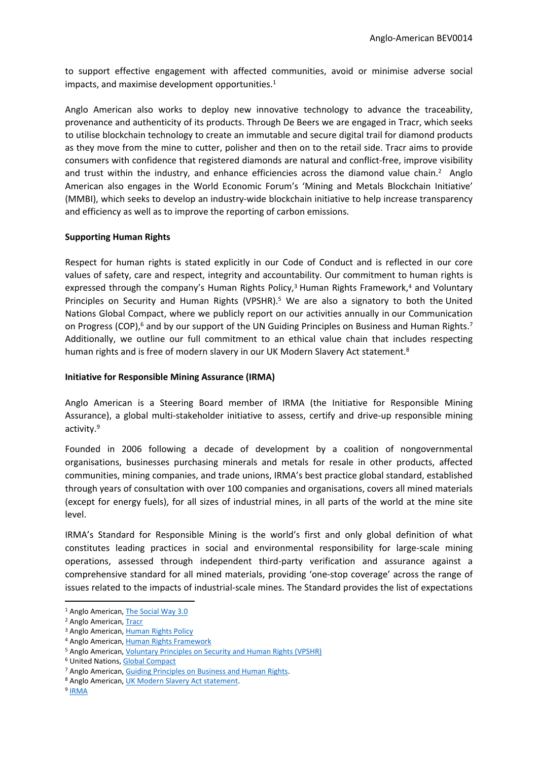to support effective engagement with affected communities, avoid or minimise adverse social impacts, and maximise development opportunities.[1]

Anglo American also works to deploy new innovative technology to advance the traceability, provenance and authenticity of its products. Through De Beers we are engaged in Tracr, which seeks to utilise blockchain technology to create an immutable and secure digital trail for diamond products as they move from the mine to cutter, polisher and then on to the retail side. Tracr aims to provide consumers with confidence that registered diamonds are natural and conflict-free, improve visibility and trust within the industry, and enhance efficiencies across the diamond value chain.[2] Anglo American also engages in the World Economic Forum's 'Mining and Metals Blockchain Initiative' (MMBI), which seeks to develop an industry-wide blockchain initiative to help increase transparency and efficiency as well as to improve the reporting of carbon emissions.

**Supporting Human Rights**

Respect for human rights is stated explicitly in our Code of Conduct and is reflected in our core values of safety, care and respect, integrity and accountability. Our commitment to human rights is expressed through the company's Human Rights Policy,[3] Human Rights Framework,[4] and Voluntary Principles on Security and Human Rights (VPSHR).[5] We are also a signatory to both the United Nations Global Compact, where we publicly report on our activities annually in our Communication on Progress (COP),[6] and by our support of the UN Guiding Principles on Business and Human Rights.[7] Additionally, we outline our full commitment to an ethical value chain that includes respecting human rights and is free of modern slavery in our UK Modern Slavery Act statement.[8]

**Initiative for Responsible Mining Assurance (IRMA)**

Anglo American is a Steering Board member of IRMA (the Initiative for Responsible Mining Assurance), a global multi-stakeholder initiative to assess, certify and drive-up responsible mining activity.[9]

Founded in 2006 following a decade of development by a coalition of nongovernmental organisations, businesses purchasing minerals and metals for resale in other products, affected communities, mining companies, and trade unions, IRMA's best practice global standard, established through years of consultation with over 100 companies and organisations, covers all mined materials (except for energy fuels), for all sizes of industrial mines, in all parts of the world at the mine site level.

IRMA's Standard for Responsible Mining is the world's first and only global definition of what constitutes leading practices in social and environmental responsibility for large-scale mining operations, assessed through independent third-party verification and assurance against a comprehensive standard for all mined materials, providing 'one-stop coverage' across the range of issues related to the impacts of industrial-scale mines. The Standard provides the list of expectations

---

[1] Anglo American, The Social Way 3.0
[2] Anglo American, Tracr
[3] Anglo American, Human Rights Policy
[4] Anglo American, Human Rights Framework
[5] Anglo American, Voluntary Principles on Security and Human Rights (VPSHR)
[6] United Nations, Global Compact
[7] Anglo American, Guiding Principles on Business and Human Rights.
[8] Anglo American, UK Modern Slavery Act statement.
[9] IRMA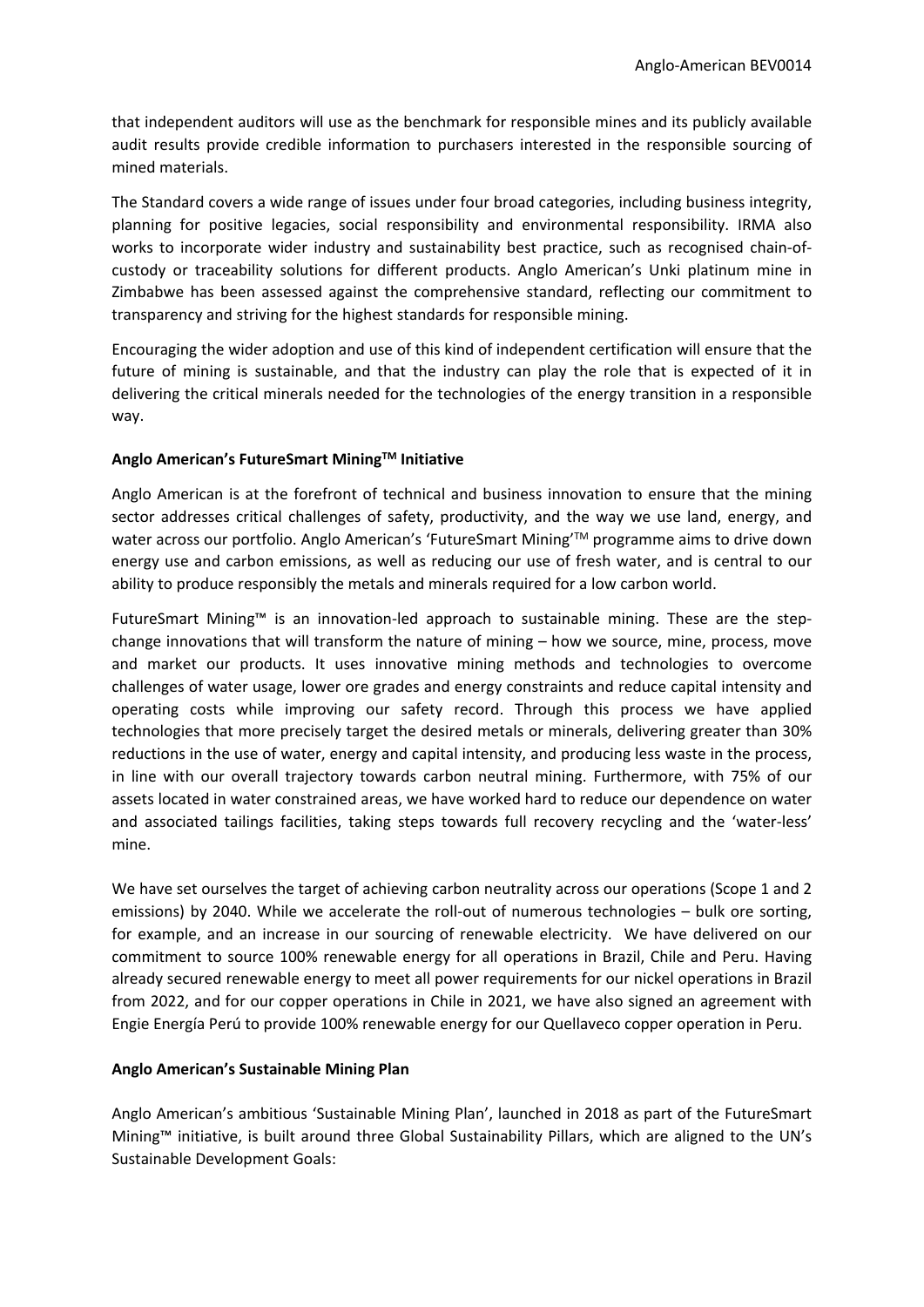that independent auditors will use as the benchmark for responsible mines and its publicly available audit results provide credible information to purchasers interested in the responsible sourcing of mined materials.

The Standard covers a wide range of issues under four broad categories, including business integrity, planning for positive legacies, social responsibility and environmental responsibility. IRMA also works to incorporate wider industry and sustainability best practice, such as recognised chain-of-custody or traceability solutions for different products. Anglo American's Unki platinum mine in Zimbabwe has been assessed against the comprehensive standard, reflecting our commitment to transparency and striving for the highest standards for responsible mining.

Encouraging the wider adoption and use of this kind of independent certification will ensure that the future of mining is sustainable, and that the industry can play the role that is expected of it in delivering the critical minerals needed for the technologies of the energy transition in a responsible way.

**Anglo American's FutureSmart Mining™ Initiative**

Anglo American is at the forefront of technical and business innovation to ensure that the mining sector addresses critical challenges of safety, productivity, and the way we use land, energy, and water across our portfolio. Anglo American's 'FutureSmart Mining'™ programme aims to drive down energy use and carbon emissions, as well as reducing our use of fresh water, and is central to our ability to produce responsibly the metals and minerals required for a low carbon world.

FutureSmart Mining™ is an innovation-led approach to sustainable mining. These are the step-change innovations that will transform the nature of mining – how we source, mine, process, move and market our products. It uses innovative mining methods and technologies to overcome challenges of water usage, lower ore grades and energy constraints and reduce capital intensity and operating costs while improving our safety record. Through this process we have applied technologies that more precisely target the desired metals or minerals, delivering greater than 30% reductions in the use of water, energy and capital intensity, and producing less waste in the process, in line with our overall trajectory towards carbon neutral mining. Furthermore, with 75% of our assets located in water constrained areas, we have worked hard to reduce our dependence on water and associated tailings facilities, taking steps towards full recovery recycling and the 'water-less' mine.

We have set ourselves the target of achieving carbon neutrality across our operations (Scope 1 and 2 emissions) by 2040. While we accelerate the roll-out of numerous technologies – bulk ore sorting, for example, and an increase in our sourcing of renewable electricity. We have delivered on our commitment to source 100% renewable energy for all operations in Brazil, Chile and Peru. Having already secured renewable energy to meet all power requirements for our nickel operations in Brazil from 2022, and for our copper operations in Chile in 2021, we have also signed an agreement with Engie Energía Perú to provide 100% renewable energy for our Quellaveco copper operation in Peru.

**Anglo American's Sustainable Mining Plan**

Anglo American's ambitious 'Sustainable Mining Plan', launched in 2018 as part of the FutureSmart Mining™ initiative, is built around three Global Sustainability Pillars, which are aligned to the UN's Sustainable Development Goals: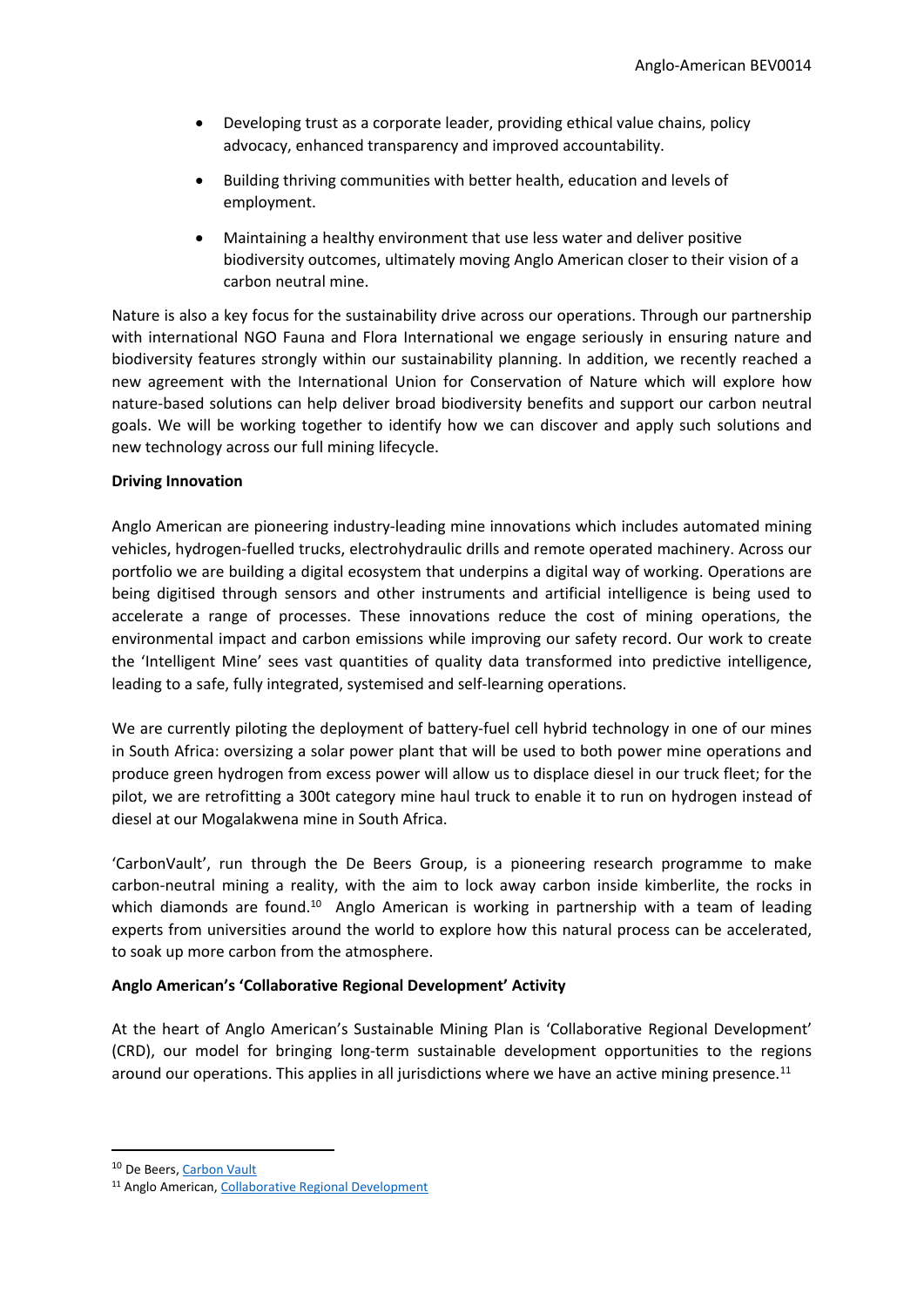- Developing trust as a corporate leader, providing ethical value chains, policy advocacy, enhanced transparency and improved accountability.
- Building thriving communities with better health, education and levels of employment.
- Maintaining a healthy environment that use less water and deliver positive biodiversity outcomes, ultimately moving Anglo American closer to their vision of a carbon neutral mine.

Nature is also a key focus for the sustainability drive across our operations. Through our partnership with international NGO Fauna and Flora International we engage seriously in ensuring nature and biodiversity features strongly within our sustainability planning. In addition, we recently reached a new agreement with the International Union for Conservation of Nature which will explore how nature-based solutions can help deliver broad biodiversity benefits and support our carbon neutral goals. We will be working together to identify how we can discover and apply such solutions and new technology across our full mining lifecycle.

**Driving Innovation**

Anglo American are pioneering industry-leading mine innovations which includes automated mining vehicles, hydrogen-fuelled trucks, electrohydraulic drills and remote operated machinery. Across our portfolio we are building a digital ecosystem that underpins a digital way of working. Operations are being digitised through sensors and other instruments and artificial intelligence is being used to accelerate a range of processes. These innovations reduce the cost of mining operations, the environmental impact and carbon emissions while improving our safety record. Our work to create the 'Intelligent Mine' sees vast quantities of quality data transformed into predictive intelligence, leading to a safe, fully integrated, systemised and self-learning operations.

We are currently piloting the deployment of battery-fuel cell hybrid technology in one of our mines in South Africa: oversizing a solar power plant that will be used to both power mine operations and produce green hydrogen from excess power will allow us to displace diesel in our truck fleet; for the pilot, we are retrofitting a 300t category mine haul truck to enable it to run on hydrogen instead of diesel at our Mogalakwena mine in South Africa.

'CarbonVault', run through the De Beers Group, is a pioneering research programme to make carbon-neutral mining a reality, with the aim to lock away carbon inside kimberlite, the rocks in which diamonds are found.[10] Anglo American is working in partnership with a team of leading experts from universities around the world to explore how this natural process can be accelerated, to soak up more carbon from the atmosphere.

**Anglo American's 'Collaborative Regional Development' Activity**

At the heart of Anglo American's Sustainable Mining Plan is 'Collaborative Regional Development' (CRD), our model for bringing long-term sustainable development opportunities to the regions around our operations. This applies in all jurisdictions where we have an active mining presence.[11]

---

[10] De Beers, Carbon Vault

[11] Anglo American, Collaborative Regional Development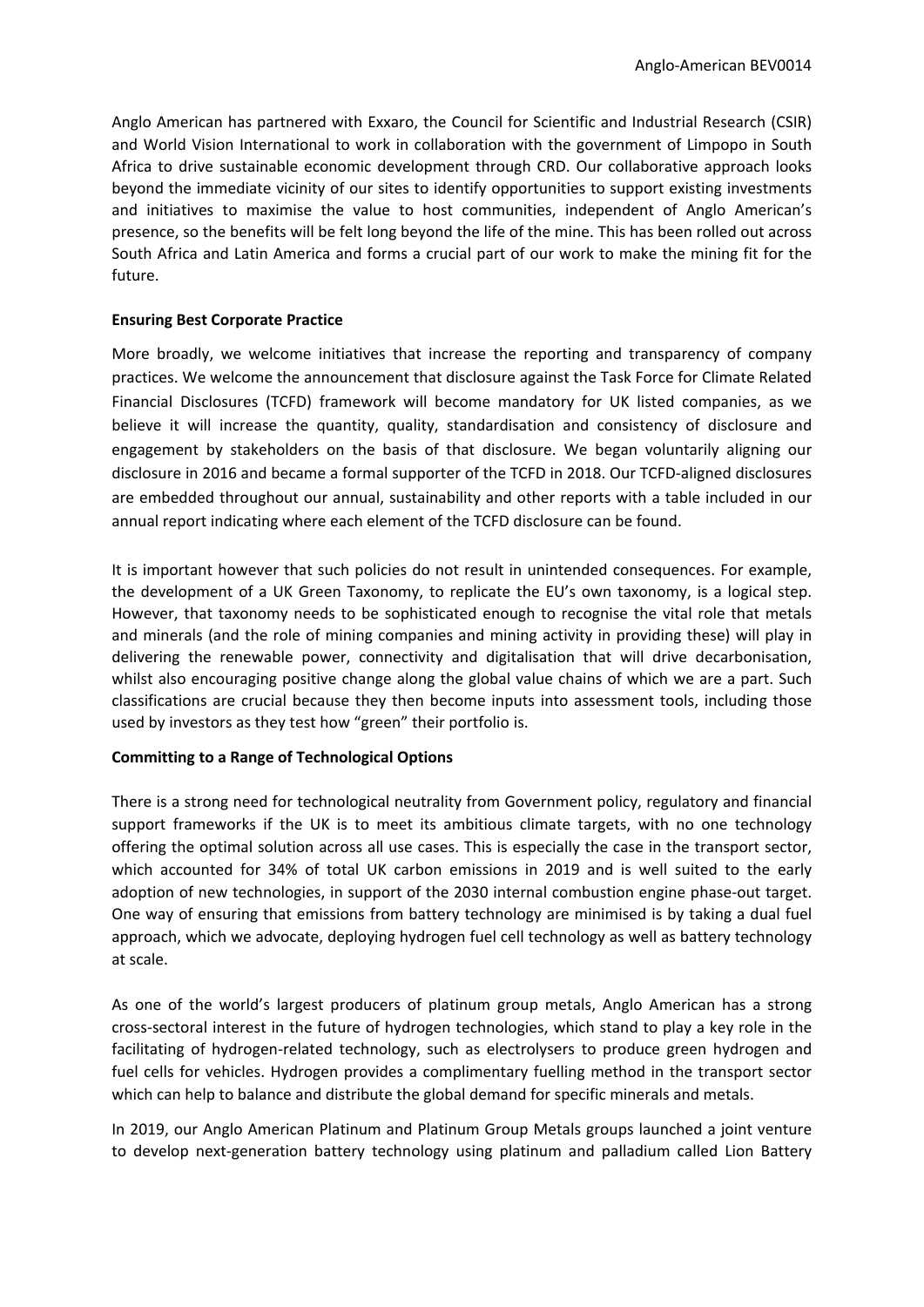Anglo American has partnered with Exxaro, the Council for Scientific and Industrial Research (CSIR) and World Vision International to work in collaboration with the government of Limpopo in South Africa to drive sustainable economic development through CRD. Our collaborative approach looks beyond the immediate vicinity of our sites to identify opportunities to support existing investments and initiatives to maximise the value to host communities, independent of Anglo American's presence, so the benefits will be felt long beyond the life of the mine. This has been rolled out across South Africa and Latin America and forms a crucial part of our work to make the mining fit for the future.

**Ensuring Best Corporate Practice**

More broadly, we welcome initiatives that increase the reporting and transparency of company practices. We welcome the announcement that disclosure against the Task Force for Climate Related Financial Disclosures (TCFD) framework will become mandatory for UK listed companies, as we believe it will increase the quantity, quality, standardisation and consistency of disclosure and engagement by stakeholders on the basis of that disclosure. We began voluntarily aligning our disclosure in 2016 and became a formal supporter of the TCFD in 2018. Our TCFD-aligned disclosures are embedded throughout our annual, sustainability and other reports with a table included in our annual report indicating where each element of the TCFD disclosure can be found.

It is important however that such policies do not result in unintended consequences. For example, the development of a UK Green Taxonomy, to replicate the EU's own taxonomy, is a logical step. However, that taxonomy needs to be sophisticated enough to recognise the vital role that metals and minerals (and the role of mining companies and mining activity in providing these) will play in delivering the renewable power, connectivity and digitalisation that will drive decarbonisation, whilst also encouraging positive change along the global value chains of which we are a part. Such classifications are crucial because they then become inputs into assessment tools, including those used by investors as they test how "green" their portfolio is.

**Committing to a Range of Technological Options**

There is a strong need for technological neutrality from Government policy, regulatory and financial support frameworks if the UK is to meet its ambitious climate targets, with no one technology offering the optimal solution across all use cases. This is especially the case in the transport sector, which accounted for 34% of total UK carbon emissions in 2019 and is well suited to the early adoption of new technologies, in support of the 2030 internal combustion engine phase-out target. One way of ensuring that emissions from battery technology are minimised is by taking a dual fuel approach, which we advocate, deploying hydrogen fuel cell technology as well as battery technology at scale.

As one of the world's largest producers of platinum group metals, Anglo American has a strong cross-sectoral interest in the future of hydrogen technologies, which stand to play a key role in the facilitating of hydrogen-related technology, such as electrolysers to produce green hydrogen and fuel cells for vehicles. Hydrogen provides a complimentary fuelling method in the transport sector which can help to balance and distribute the global demand for specific minerals and metals.

In 2019, our Anglo American Platinum and Platinum Group Metals groups launched a joint venture to develop next-generation battery technology using platinum and palladium called Lion Battery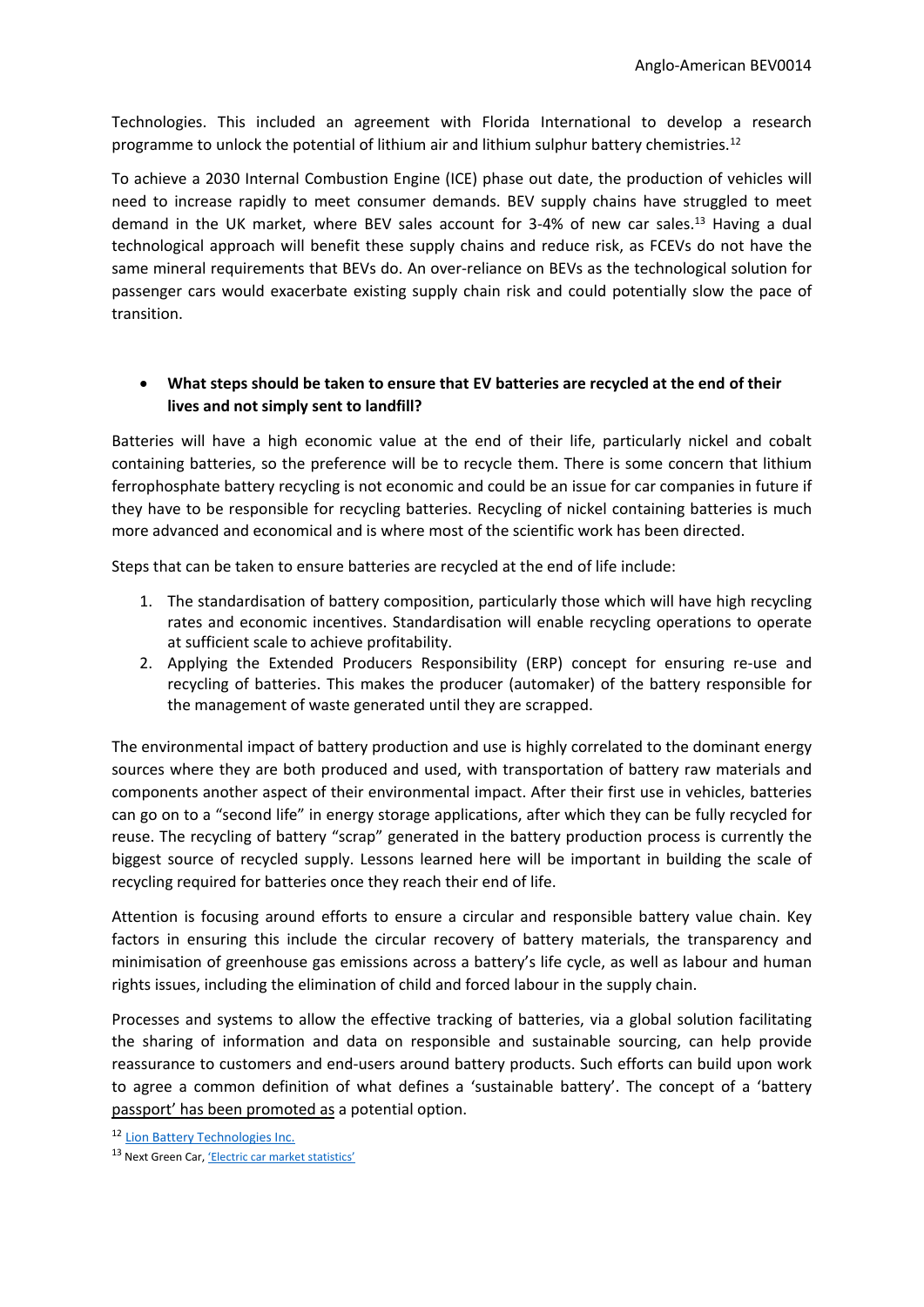Technologies. This included an agreement with Florida International to develop a research programme to unlock the potential of lithium air and lithium sulphur battery chemistries.[12]

To achieve a 2030 Internal Combustion Engine (ICE) phase out date, the production of vehicles will need to increase rapidly to meet consumer demands. BEV supply chains have struggled to meet demand in the UK market, where BEV sales account for 3-4% of new car sales.[13] Having a dual technological approach will benefit these supply chains and reduce risk, as FCEVs do not have the same mineral requirements that BEVs do. An over-reliance on BEVs as the technological solution for passenger cars would exacerbate existing supply chain risk and could potentially slow the pace of transition.

- **What steps should be taken to ensure that EV batteries are recycled at the end of their lives and not simply sent to landfill?**

Batteries will have a high economic value at the end of their life, particularly nickel and cobalt containing batteries, so the preference will be to recycle them. There is some concern that lithium ferrophosphate battery recycling is not economic and could be an issue for car companies in future if they have to be responsible for recycling batteries. Recycling of nickel containing batteries is much more advanced and economical and is where most of the scientific work has been directed.

Steps that can be taken to ensure batteries are recycled at the end of life include:

1. The standardisation of battery composition, particularly those which will have high recycling rates and economic incentives. Standardisation will enable recycling operations to operate at sufficient scale to achieve profitability.
2. Applying the Extended Producers Responsibility (ERP) concept for ensuring re-use and recycling of batteries. This makes the producer (automaker) of the battery responsible for the management of waste generated until they are scrapped.

The environmental impact of battery production and use is highly correlated to the dominant energy sources where they are both produced and used, with transportation of battery raw materials and components another aspect of their environmental impact. After their first use in vehicles, batteries can go on to a "second life" in energy storage applications, after which they can be fully recycled for reuse. The recycling of battery "scrap" generated in the battery production process is currently the biggest source of recycled supply. Lessons learned here will be important in building the scale of recycling required for batteries once they reach their end of life.

Attention is focusing around efforts to ensure a circular and responsible battery value chain. Key factors in ensuring this include the circular recovery of battery materials, the transparency and minimisation of greenhouse gas emissions across a battery's life cycle, as well as labour and human rights issues, including the elimination of child and forced labour in the supply chain.

Processes and systems to allow the effective tracking of batteries, via a global solution facilitating the sharing of information and data on responsible and sustainable sourcing, can help provide reassurance to customers and end-users around battery products. Such efforts can build upon work to agree a common definition of what defines a 'sustainable battery'. The concept of a 'battery passport' has been promoted as a potential option.

[12] Lion Battery Technologies Inc.

[13] Next Green Car, 'Electric car market statistics'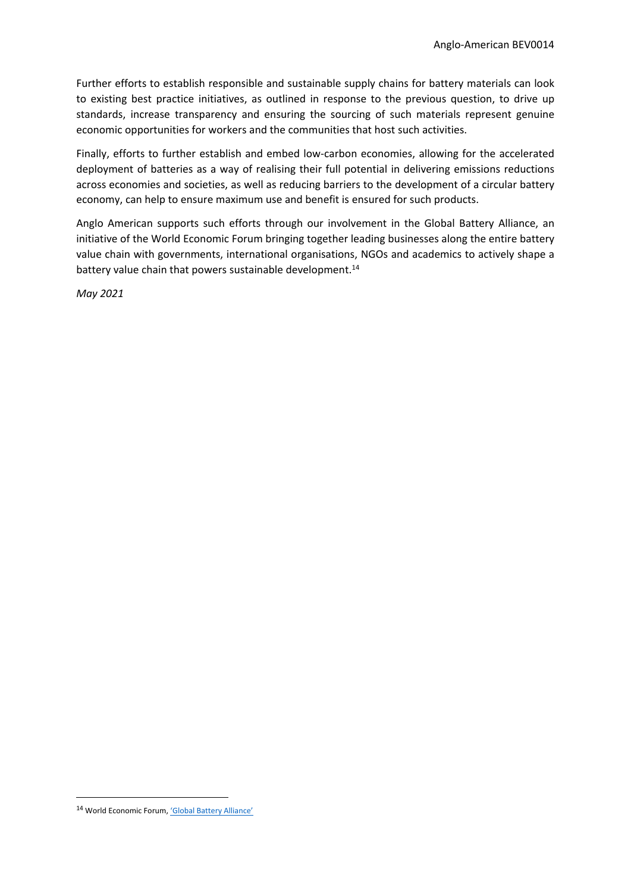Further efforts to establish responsible and sustainable supply chains for battery materials can look to existing best practice initiatives, as outlined in response to the previous question, to drive up standards, increase transparency and ensuring the sourcing of such materials represent genuine economic opportunities for workers and the communities that host such activities.

Finally, efforts to further establish and embed low-carbon economies, allowing for the accelerated deployment of batteries as a way of realising their full potential in delivering emissions reductions across economies and societies, as well as reducing barriers to the development of a circular battery economy, can help to ensure maximum use and benefit is ensured for such products.

Anglo American supports such efforts through our involvement in the Global Battery Alliance, an initiative of the World Economic Forum bringing together leading businesses along the entire battery value chain with governments, international organisations, NGOs and academics to actively shape a battery value chain that powers sustainable development.[14]

*May 2021*

[14] World Economic Forum, 'Global Battery Alliance'